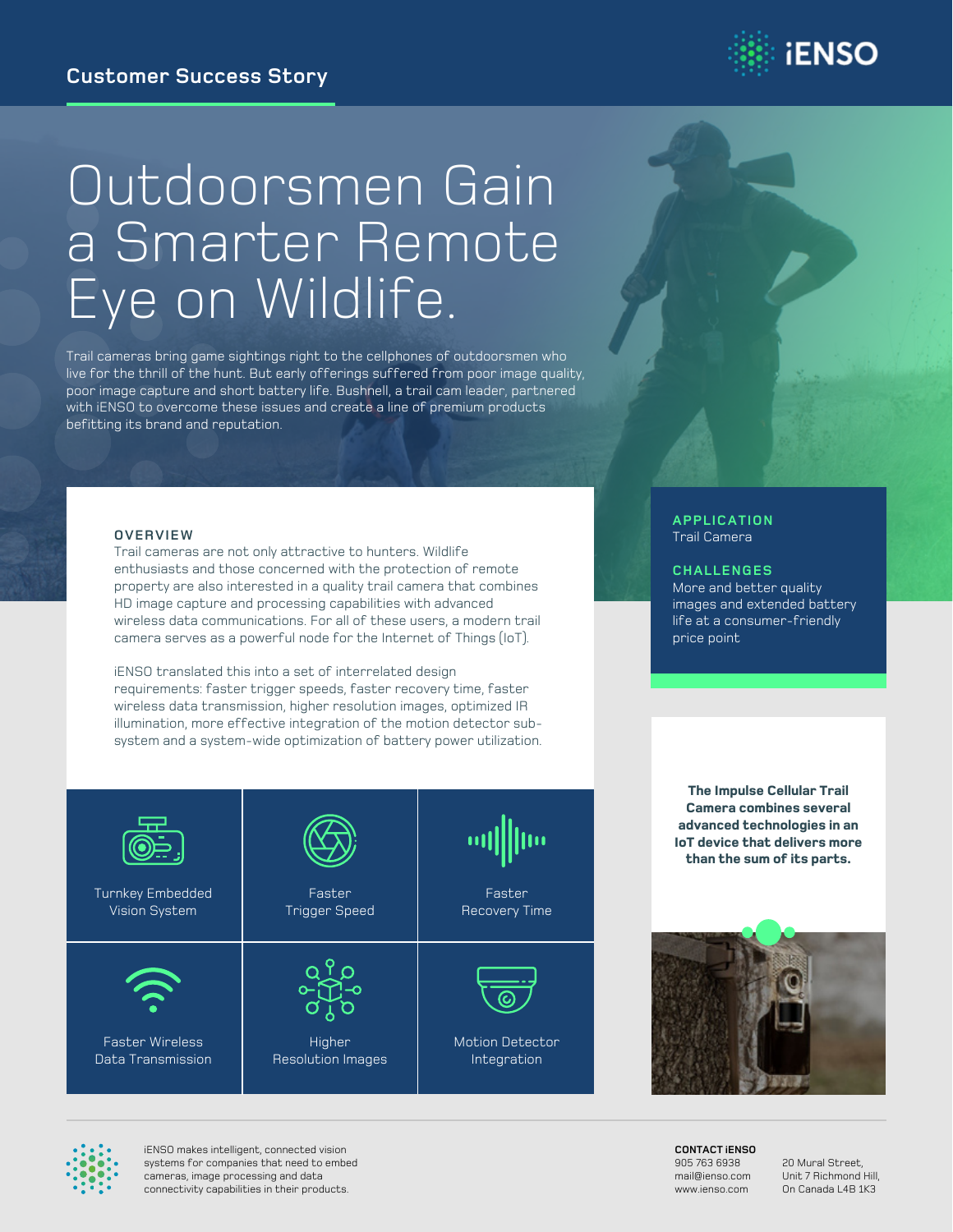Customer Success Story

iENSO

# Outdoorsmen Gain a Smarter Remote Eye on Wildlife.

Trail cameras bring game sightings right to the cellphones of outdoorsmen who live for the thrill of the hunt. But early offerings suffered from poor image quality, poor image capture and short battery life. Bushnell, a trail cam leader, partnered with iENSO to overcome these issues and create a line of premium products befitting its brand and reputation.

## OVERVIEW

Trail cameras are not only attractive to hunters. Wildlife enthusiasts and those concerned with the protection of remote property are also interested in a quality trail camera that combines HD image capture and processing capabilities with advanced wireless data communications. For all of these users, a modern trail camera serves as a powerful node for the Internet of Things (IoT).

iENSO translated this into a set of interrelated design requirements: faster trigger speeds, faster recovery time, faster wireless data transmission, higher resolution images, optimized IR illumination, more effective integration of the motion detector sub-system and a system-wide optimization of battery power utilization.

- Turnkey Embedded Vision System
- Faster Trigger Speed
- Faster Recovery Time
- Faster Wireless Data Transmission
- Higher Resolution Images
- Motion Detector Integration

## APPLICATION

Trail Camera

## CHALLENGES

More and better quality images and extended battery life at a consumer-friendly price point

**The Impulse Cellular Trail Camera combines several advanced technologies in an IoT device that delivers more than the sum of its parts.**

iENSO makes intelligent, connected vision systems for companies that need to embed cameras, image processing and data connectivity capabilities in their products.

**CONTACT iENSO**

905 763 6938
mail@ienso.com
www.ienso.com

20 Mural Street,
Unit 7 Richmond Hill,
On Canada L4B 1K3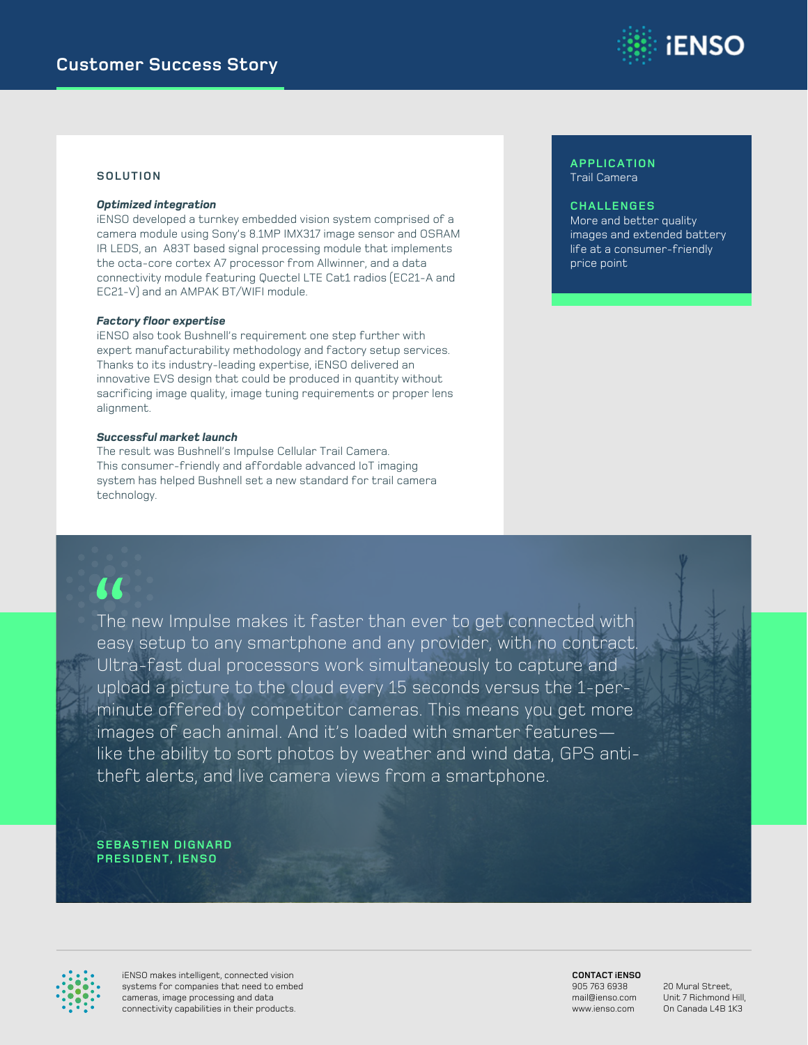Customer Success Story

## SOLUTION

***Optimized integration***

iENSO developed a turnkey embedded vision system comprised of a camera module using Sony's 8.1MP IMX317 image sensor and OSRAM IR LEDS, an A83T based signal processing module that implements the octa-core cortex A7 processor from Allwinner, and a data connectivity module featuring Quectel LTE Cat1 radios (EC21-A and EC21-V) and an AMPAK BT/WIFI module.

***Factory floor expertise***

iENSO also took Bushnell's requirement one step further with expert manufacturability methodology and factory setup services. Thanks to its industry-leading expertise, iENSO delivered an innovative EVS design that could be produced in quantity without sacrificing image quality, image tuning requirements or proper lens alignment.

***Successful market launch***

The result was Bushnell's Impulse Cellular Trail Camera. This consumer-friendly and affordable advanced IoT imaging system has helped Bushnell set a new standard for trail camera technology.

**APPLICATION**
Trail Camera

**CHALLENGES**
More and better quality images and extended battery life at a consumer-friendly price point

> "The new Impulse makes it faster than ever to get connected with easy setup to any smartphone and any provider, with no contract. Ultra-fast dual processors work simultaneously to capture and upload a picture to the cloud every 15 seconds versus the 1-per-minute offered by competitor cameras. This means you get more images of each animal. And it's loaded with smarter features—like the ability to sort photos by weather and wind data, GPS anti-theft alerts, and live camera views from a smartphone.

**SEBASTIEN DIGNARD**
**PRESIDENT, IENSO**

iENSO makes intelligent, connected vision systems for companies that need to embed cameras, image processing and data connectivity capabilities in their products.

**CONTACT iENSO**
905 763 6938
mail@ienso.com
www.ienso.com

20 Mural Street,
Unit 7 Richmond Hill,
On Canada L4B 1K3